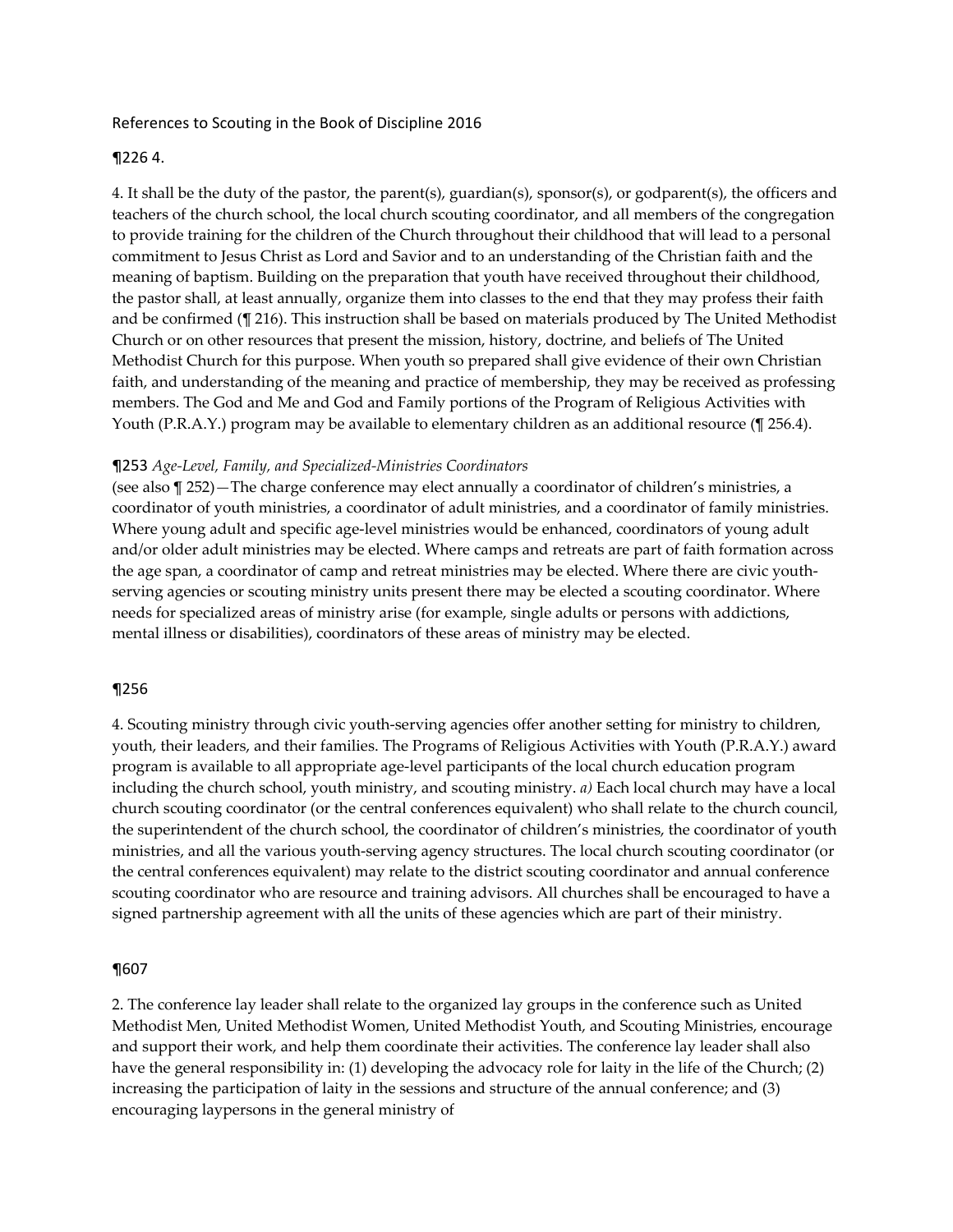References to Scouting in the Book of Discipline 2016

¶226 4.

4. It shall be the duty of the pastor, the parent(s), guardian(s), sponsor(s), or godparent(s), the officers and teachers of the church school, the local church scouting coordinator, and all members of the congregation to provide training for the children of the Church throughout their childhood that will lead to a personal commitment to Jesus Christ as Lord and Savior and to an understanding of the Christian faith and the meaning of baptism. Building on the preparation that youth have received throughout their childhood, the pastor shall, at least annually, organize them into classes to the end that they may profess their faith and be confirmed (¶ 216). This instruction shall be based on materials produced by The United Methodist Church or on other resources that present the mission, history, doctrine, and beliefs of The United Methodist Church for this purpose. When youth so prepared shall give evidence of their own Christian faith, and understanding of the meaning and practice of membership, they may be received as professing members. The God and Me and God and Family portions of the Program of Religious Activities with Youth (P.R.A.Y.) program may be available to elementary children as an additional resource (¶ 256.4).

¶253 *Age-Level, Family, and Specialized-Ministries Coordinators*
(see also ¶ 252)—The charge conference may elect annually a coordinator of children's ministries, a coordinator of youth ministries, a coordinator of adult ministries, and a coordinator of family ministries. Where young adult and specific age-level ministries would be enhanced, coordinators of young adult and/or older adult ministries may be elected. Where camps and retreats are part of faith formation across the age span, a coordinator of camp and retreat ministries may be elected. Where there are civic youth-serving agencies or scouting ministry units present there may be elected a scouting coordinator. Where needs for specialized areas of ministry arise (for example, single adults or persons with addictions, mental illness or disabilities), coordinators of these areas of ministry may be elected.

¶256

4. Scouting ministry through civic youth-serving agencies offer another setting for ministry to children, youth, their leaders, and their families. The Programs of Religious Activities with Youth (P.R.A.Y.) award program is available to all appropriate age-level participants of the local church education program including the church school, youth ministry, and scouting ministry. *a)* Each local church may have a local church scouting coordinator (or the central conferences equivalent) who shall relate to the church council, the superintendent of the church school, the coordinator of children's ministries, the coordinator of youth ministries, and all the various youth-serving agency structures. The local church scouting coordinator (or the central conferences equivalent) may relate to the district scouting coordinator and annual conference scouting coordinator who are resource and training advisors. All churches shall be encouraged to have a signed partnership agreement with all the units of these agencies which are part of their ministry.

¶607

2. The conference lay leader shall relate to the organized lay groups in the conference such as United Methodist Men, United Methodist Women, United Methodist Youth, and Scouting Ministries, encourage and support their work, and help them coordinate their activities. The conference lay leader shall also have the general responsibility in: (1) developing the advocacy role for laity in the life of the Church; (2) increasing the participation of laity in the sessions and structure of the annual conference; and (3) encouraging laypersons in the general ministry of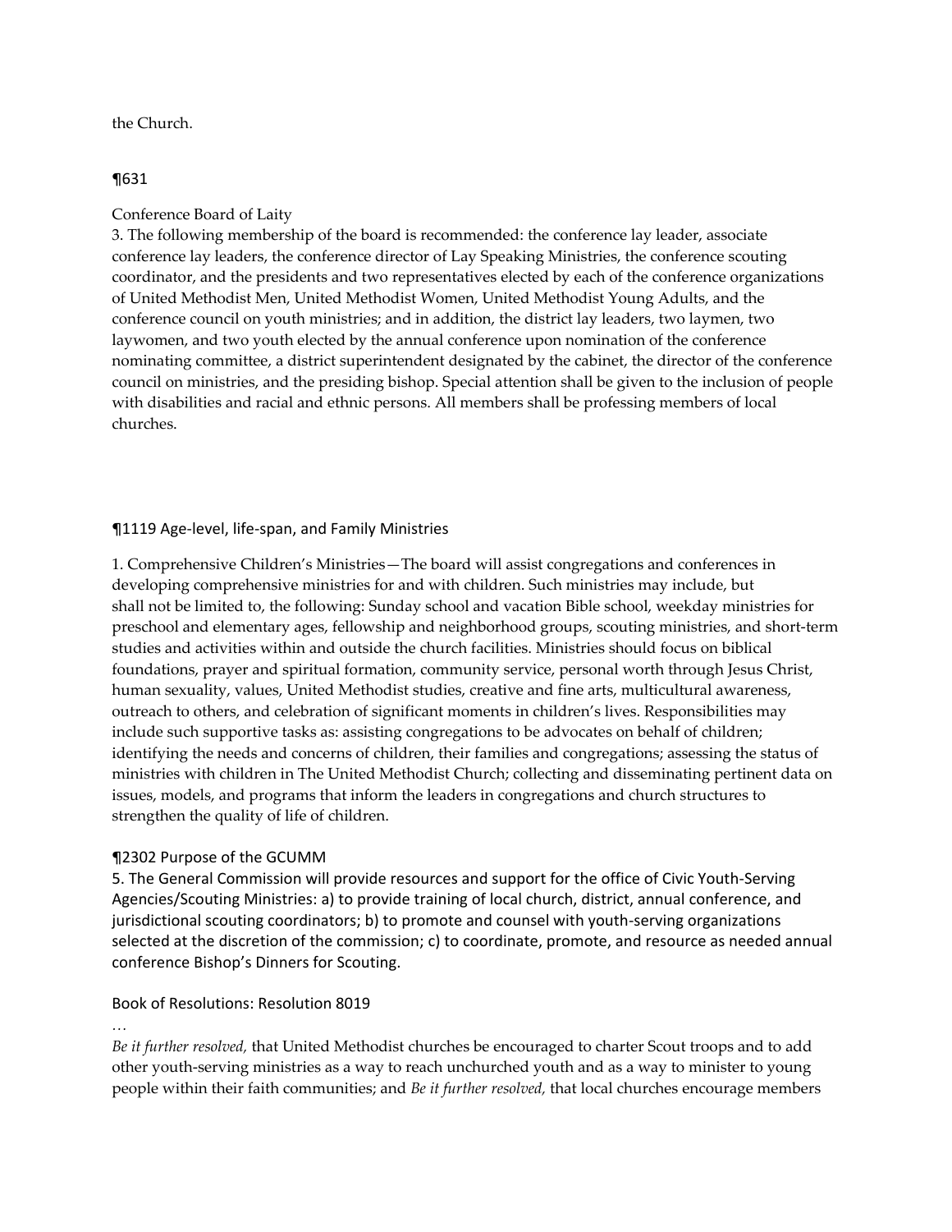the Church.

¶631

Conference Board of Laity

3. The following membership of the board is recommended: the conference lay leader, associate conference lay leaders, the conference director of Lay Speaking Ministries, the conference scouting coordinator, and the presidents and two representatives elected by each of the conference organizations of United Methodist Men, United Methodist Women, United Methodist Young Adults, and the conference council on youth ministries; and in addition, the district lay leaders, two laymen, two laywomen, and two youth elected by the annual conference upon nomination of the conference nominating committee, a district superintendent designated by the cabinet, the director of the conference council on ministries, and the presiding bishop. Special attention shall be given to the inclusion of people with disabilities and racial and ethnic persons. All members shall be professing members of local churches.

¶1119 Age-level, life-span, and Family Ministries

1. Comprehensive Children's Ministries—The board will assist congregations and conferences in developing comprehensive ministries for and with children. Such ministries may include, but shall not be limited to, the following: Sunday school and vacation Bible school, weekday ministries for preschool and elementary ages, fellowship and neighborhood groups, scouting ministries, and short-term studies and activities within and outside the church facilities. Ministries should focus on biblical foundations, prayer and spiritual formation, community service, personal worth through Jesus Christ, human sexuality, values, United Methodist studies, creative and fine arts, multicultural awareness, outreach to others, and celebration of significant moments in children's lives. Responsibilities may include such supportive tasks as: assisting congregations to be advocates on behalf of children; identifying the needs and concerns of children, their families and congregations; assessing the status of ministries with children in The United Methodist Church; collecting and disseminating pertinent data on issues, models, and programs that inform the leaders in congregations and church structures to strengthen the quality of life of children.

¶2302 Purpose of the GCUMM

5. The General Commission will provide resources and support for the office of Civic Youth-Serving Agencies/Scouting Ministries: a) to provide training of local church, district, annual conference, and jurisdictional scouting coordinators; b) to promote and counsel with youth-serving organizations selected at the discretion of the commission; c) to coordinate, promote, and resource as needed annual conference Bishop's Dinners for Scouting.

Book of Resolutions: Resolution 8019

…

*Be it further resolved,* that United Methodist churches be encouraged to charter Scout troops and to add other youth-serving ministries as a way to reach unchurched youth and as a way to minister to young people within their faith communities; and *Be it further resolved,* that local churches encourage members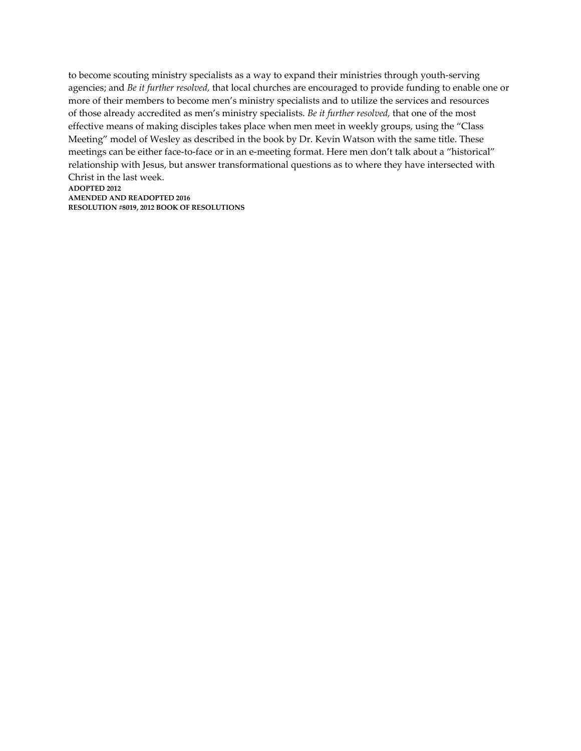to become scouting ministry specialists as a way to expand their ministries through youth-serving agencies; and *Be it further resolved,* that local churches are encouraged to provide funding to enable one or more of their members to become men's ministry specialists and to utilize the services and resources of those already accredited as men's ministry specialists. *Be it further resolved,* that one of the most effective means of making disciples takes place when men meet in weekly groups, using the "Class Meeting" model of Wesley as described in the book by Dr. Kevin Watson with the same title. These meetings can be either face-to-face or in an e-meeting format. Here men don't talk about a "historical" relationship with Jesus, but answer transformational questions as to where they have intersected with Christ in the last week.

**ADOPTED 2012**
**AMENDED AND READOPTED 2016**
**RESOLUTION #8019, 2012 BOOK OF RESOLUTIONS**